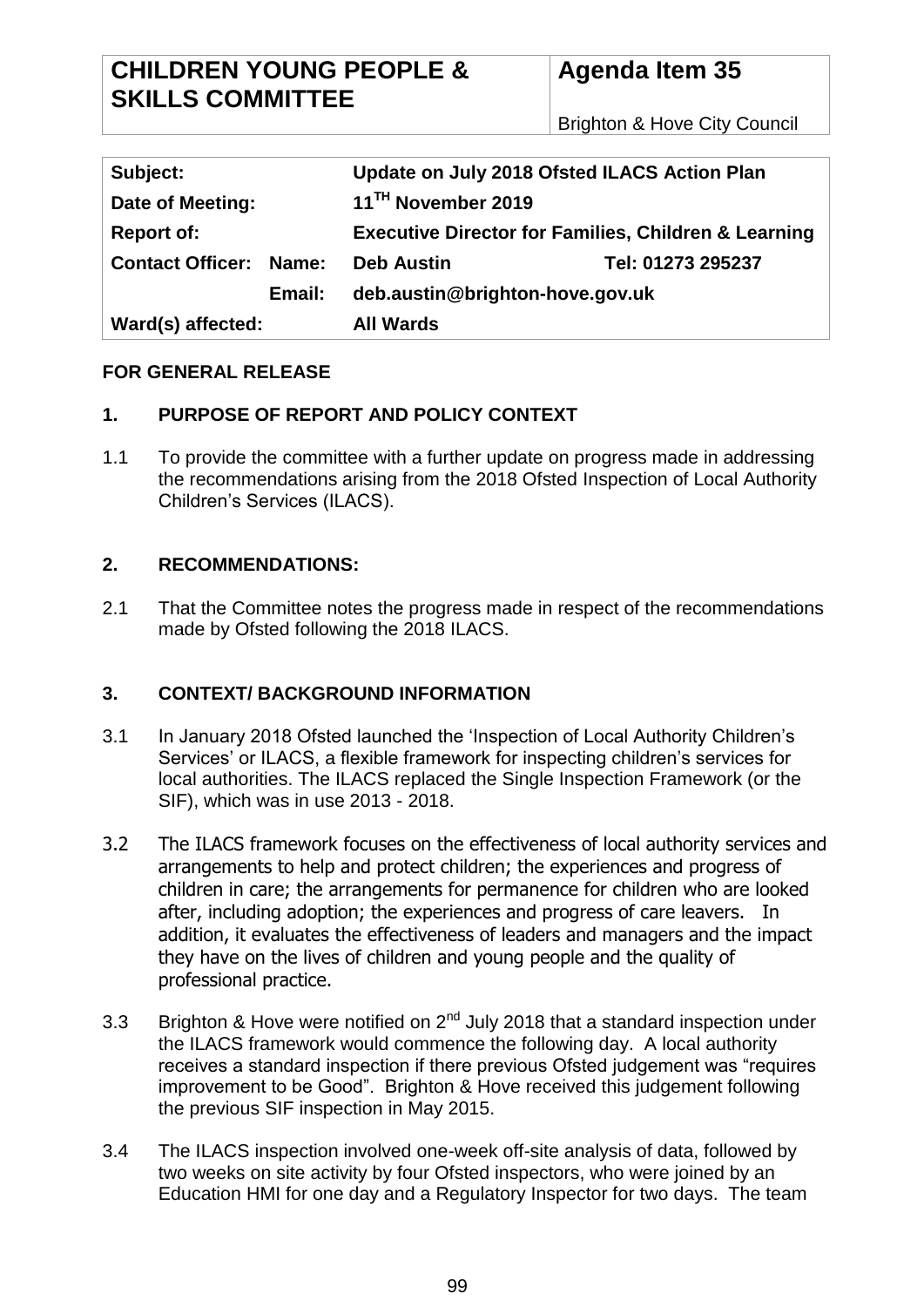| CHILDREN YOUNG PEOPLE & SKILLS COMMITTEE | Agenda Item 35 |
|---|---|
| | Brighton & Hove City Council |

| | | | |
|---|---|---|---|
| **Subject:** | | **Update on July 2018 Ofsted ILACS Action Plan** | |
| **Date of Meeting:** | | **11TH November 2019** | |
| **Report of:** | | **Executive Director for Families, Children & Learning** | |
| **Contact Officer:** | **Name:** | **Deb Austin** | **Tel: 01273 295237** |
| | **Email:** | **deb.austin@brighton-hove.gov.uk** | |
| **Ward(s) affected:** | | **All Wards** | |

**FOR GENERAL RELEASE**

## 1. PURPOSE OF REPORT AND POLICY CONTEXT

1.1 To provide the committee with a further update on progress made in addressing the recommendations arising from the 2018 Ofsted Inspection of Local Authority Children's Services (ILACS).

## 2. RECOMMENDATIONS:

2.1 That the Committee notes the progress made in respect of the recommendations made by Ofsted following the 2018 ILACS.

## 3. CONTEXT/ BACKGROUND INFORMATION

3.1 In January 2018 Ofsted launched the 'Inspection of Local Authority Children's Services' or ILACS, a flexible framework for inspecting children's services for local authorities. The ILACS replaced the Single Inspection Framework (or the SIF), which was in use 2013 - 2018.

3.2 The ILACS framework focuses on the effectiveness of local authority services and arrangements to help and protect children; the experiences and progress of children in care; the arrangements for permanence for children who are looked after, including adoption; the experiences and progress of care leavers. In addition, it evaluates the effectiveness of leaders and managers and the impact they have on the lives of children and young people and the quality of professional practice.

3.3 Brighton & Hove were notified on 2nd July 2018 that a standard inspection under the ILACS framework would commence the following day. A local authority receives a standard inspection if there previous Ofsted judgement was "requires improvement to be Good". Brighton & Hove received this judgement following the previous SIF inspection in May 2015.

3.4 The ILACS inspection involved one-week off-site analysis of data, followed by two weeks on site activity by four Ofsted inspectors, who were joined by an Education HMI for one day and a Regulatory Inspector for two days. The team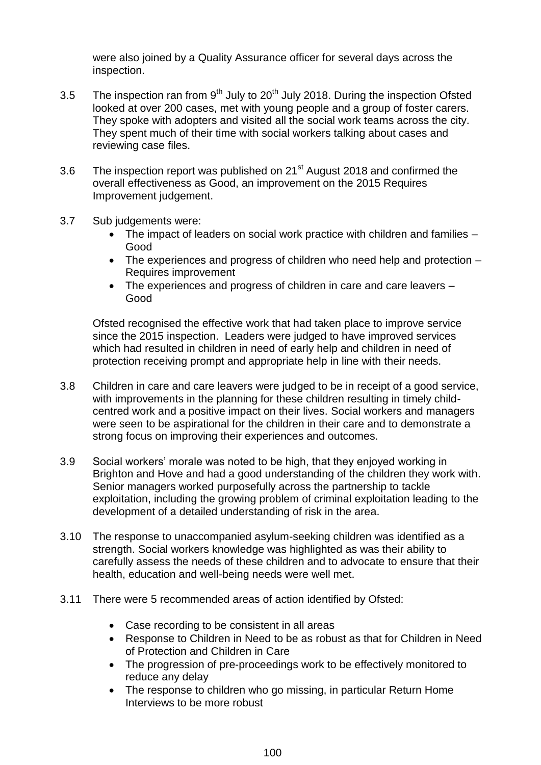were also joined by a Quality Assurance officer for several days across the inspection.

3.5 The inspection ran from 9th July to 20th July 2018. During the inspection Ofsted looked at over 200 cases, met with young people and a group of foster carers. They spoke with adopters and visited all the social work teams across the city. They spent much of their time with social workers talking about cases and reviewing case files.

3.6 The inspection report was published on 21st August 2018 and confirmed the overall effectiveness as Good, an improvement on the 2015 Requires Improvement judgement.

3.7 Sub judgements were:

- The impact of leaders on social work practice with children and families – Good
- The experiences and progress of children who need help and protection – Requires improvement
- The experiences and progress of children in care and care leavers – Good

Ofsted recognised the effective work that had taken place to improve service since the 2015 inspection. Leaders were judged to have improved services which had resulted in children in need of early help and children in need of protection receiving prompt and appropriate help in line with their needs.

3.8 Children in care and care leavers were judged to be in receipt of a good service, with improvements in the planning for these children resulting in timely child-centred work and a positive impact on their lives. Social workers and managers were seen to be aspirational for the children in their care and to demonstrate a strong focus on improving their experiences and outcomes.

3.9 Social workers' morale was noted to be high, that they enjoyed working in Brighton and Hove and had a good understanding of the children they work with. Senior managers worked purposefully across the partnership to tackle exploitation, including the growing problem of criminal exploitation leading to the development of a detailed understanding of risk in the area.

3.10 The response to unaccompanied asylum-seeking children was identified as a strength. Social workers knowledge was highlighted as was their ability to carefully assess the needs of these children and to advocate to ensure that their health, education and well-being needs were well met.

3.11 There were 5 recommended areas of action identified by Ofsted:

- Case recording to be consistent in all areas
- Response to Children in Need to be as robust as that for Children in Need of Protection and Children in Care
- The progression of pre-proceedings work to be effectively monitored to reduce any delay
- The response to children who go missing, in particular Return Home Interviews to be more robust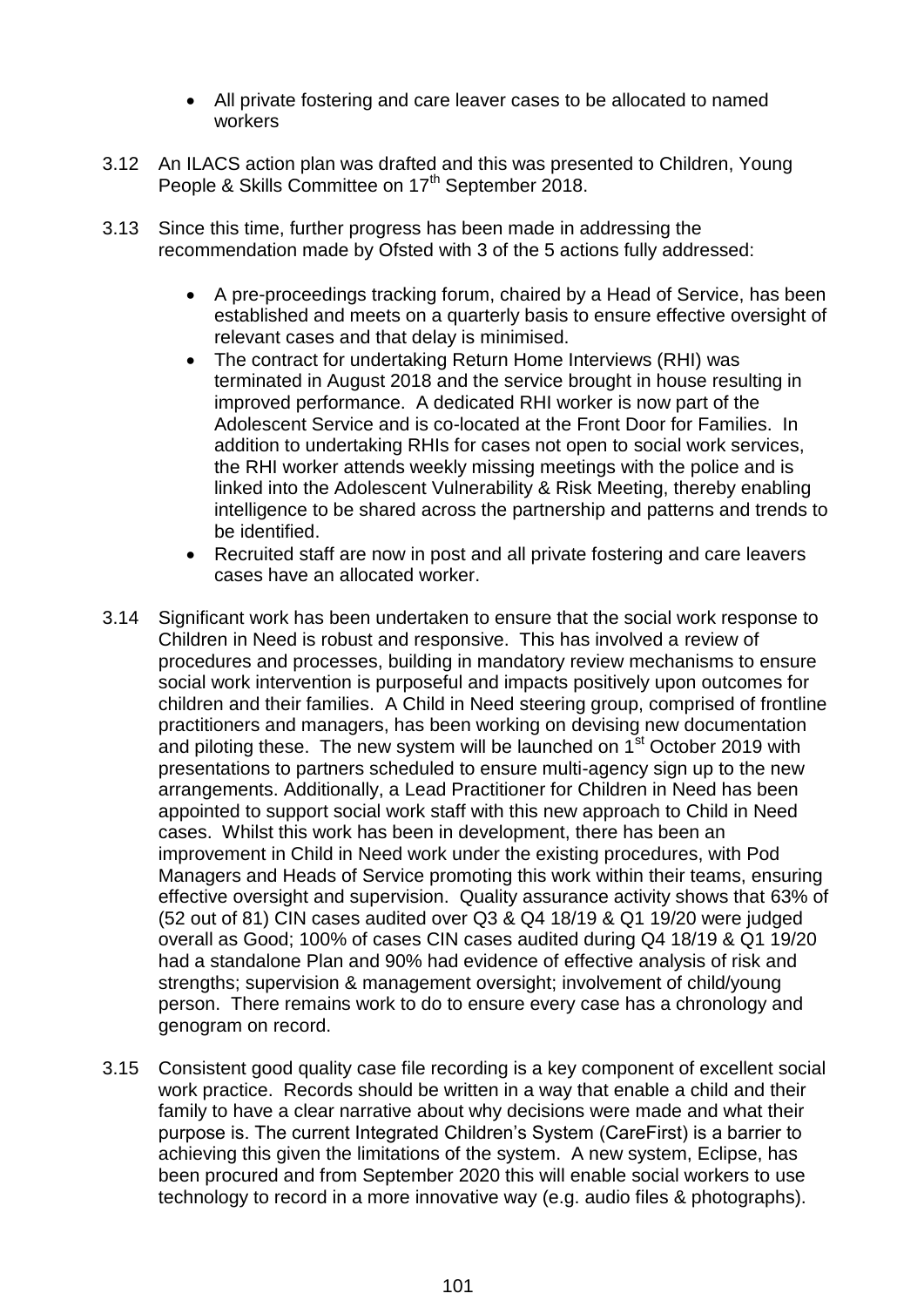- All private fostering and care leaver cases to be allocated to named workers

3.12 An ILACS action plan was drafted and this was presented to Children, Young People & Skills Committee on 17th September 2018.

3.13 Since this time, further progress has been made in addressing the recommendation made by Ofsted with 3 of the 5 actions fully addressed:

- A pre-proceedings tracking forum, chaired by a Head of Service, has been established and meets on a quarterly basis to ensure effective oversight of relevant cases and that delay is minimised.
- The contract for undertaking Return Home Interviews (RHI) was terminated in August 2018 and the service brought in house resulting in improved performance. A dedicated RHI worker is now part of the Adolescent Service and is co-located at the Front Door for Families. In addition to undertaking RHIs for cases not open to social work services, the RHI worker attends weekly missing meetings with the police and is linked into the Adolescent Vulnerability & Risk Meeting, thereby enabling intelligence to be shared across the partnership and patterns and trends to be identified.
- Recruited staff are now in post and all private fostering and care leavers cases have an allocated worker.

3.14 Significant work has been undertaken to ensure that the social work response to Children in Need is robust and responsive. This has involved a review of procedures and processes, building in mandatory review mechanisms to ensure social work intervention is purposeful and impacts positively upon outcomes for children and their families. A Child in Need steering group, comprised of frontline practitioners and managers, has been working on devising new documentation and piloting these. The new system will be launched on 1st October 2019 with presentations to partners scheduled to ensure multi-agency sign up to the new arrangements. Additionally, a Lead Practitioner for Children in Need has been appointed to support social work staff with this new approach to Child in Need cases. Whilst this work has been in development, there has been an improvement in Child in Need work under the existing procedures, with Pod Managers and Heads of Service promoting this work within their teams, ensuring effective oversight and supervision. Quality assurance activity shows that 63% of (52 out of 81) CIN cases audited over Q3 & Q4 18/19 & Q1 19/20 were judged overall as Good; 100% of cases CIN cases audited during Q4 18/19 & Q1 19/20 had a standalone Plan and 90% had evidence of effective analysis of risk and strengths; supervision & management oversight; involvement of child/young person. There remains work to do to ensure every case has a chronology and genogram on record.

3.15 Consistent good quality case file recording is a key component of excellent social work practice. Records should be written in a way that enable a child and their family to have a clear narrative about why decisions were made and what their purpose is. The current Integrated Children's System (CareFirst) is a barrier to achieving this given the limitations of the system. A new system, Eclipse, has been procured and from September 2020 this will enable social workers to use technology to record in a more innovative way (e.g. audio files & photographs).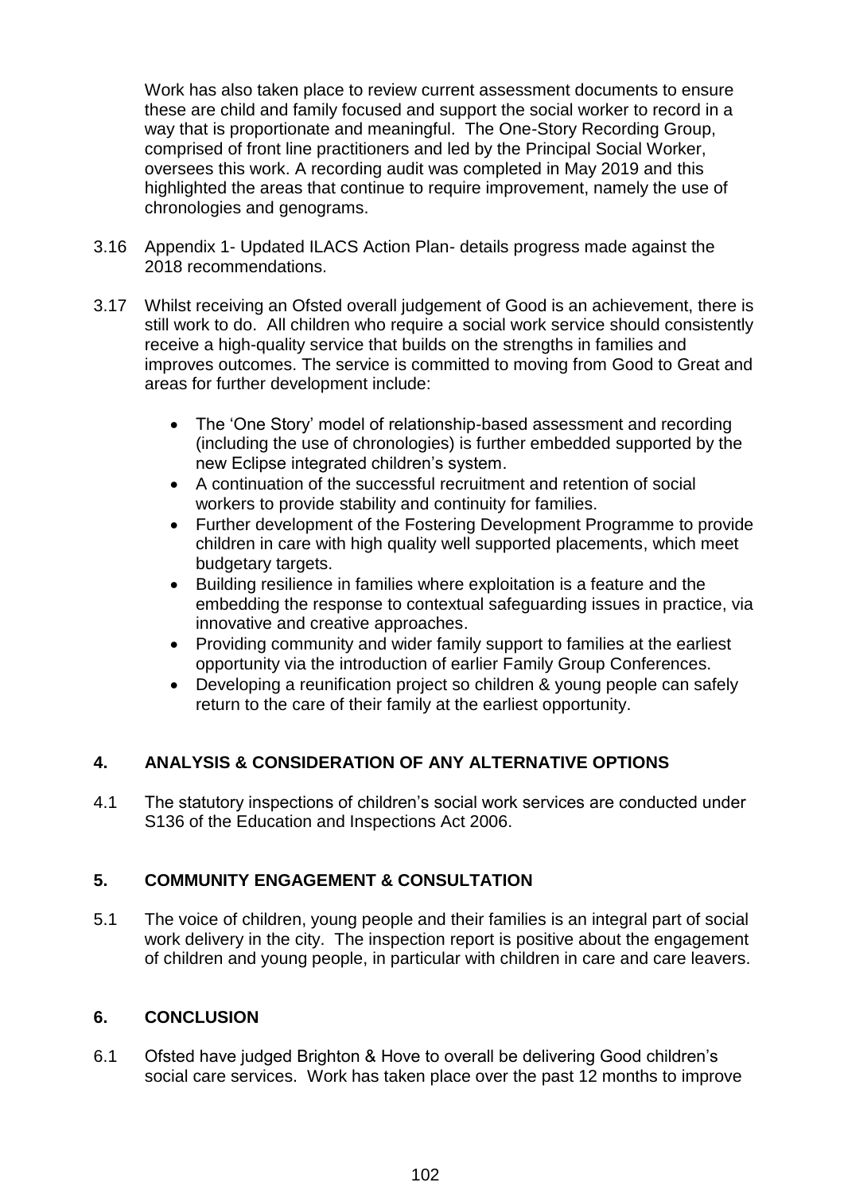Work has also taken place to review current assessment documents to ensure these are child and family focused and support the social worker to record in a way that is proportionate and meaningful. The One-Story Recording Group, comprised of front line practitioners and led by the Principal Social Worker, oversees this work. A recording audit was completed in May 2019 and this highlighted the areas that continue to require improvement, namely the use of chronologies and genograms.

3.16 Appendix 1- Updated ILACS Action Plan- details progress made against the 2018 recommendations.

3.17 Whilst receiving an Ofsted overall judgement of Good is an achievement, there is still work to do. All children who require a social work service should consistently receive a high-quality service that builds on the strengths in families and improves outcomes. The service is committed to moving from Good to Great and areas for further development include:

- The 'One Story' model of relationship-based assessment and recording (including the use of chronologies) is further embedded supported by the new Eclipse integrated children's system.
- A continuation of the successful recruitment and retention of social workers to provide stability and continuity for families.
- Further development of the Fostering Development Programme to provide children in care with high quality well supported placements, which meet budgetary targets.
- Building resilience in families where exploitation is a feature and the embedding the response to contextual safeguarding issues in practice, via innovative and creative approaches.
- Providing community and wider family support to families at the earliest opportunity via the introduction of earlier Family Group Conferences.
- Developing a reunification project so children & young people can safely return to the care of their family at the earliest opportunity.

## 4. ANALYSIS & CONSIDERATION OF ANY ALTERNATIVE OPTIONS

4.1 The statutory inspections of children's social work services are conducted under S136 of the Education and Inspections Act 2006.

## 5. COMMUNITY ENGAGEMENT & CONSULTATION

5.1 The voice of children, young people and their families is an integral part of social work delivery in the city. The inspection report is positive about the engagement of children and young people, in particular with children in care and care leavers.

## 6. CONCLUSION

6.1 Ofsted have judged Brighton & Hove to overall be delivering Good children's social care services. Work has taken place over the past 12 months to improve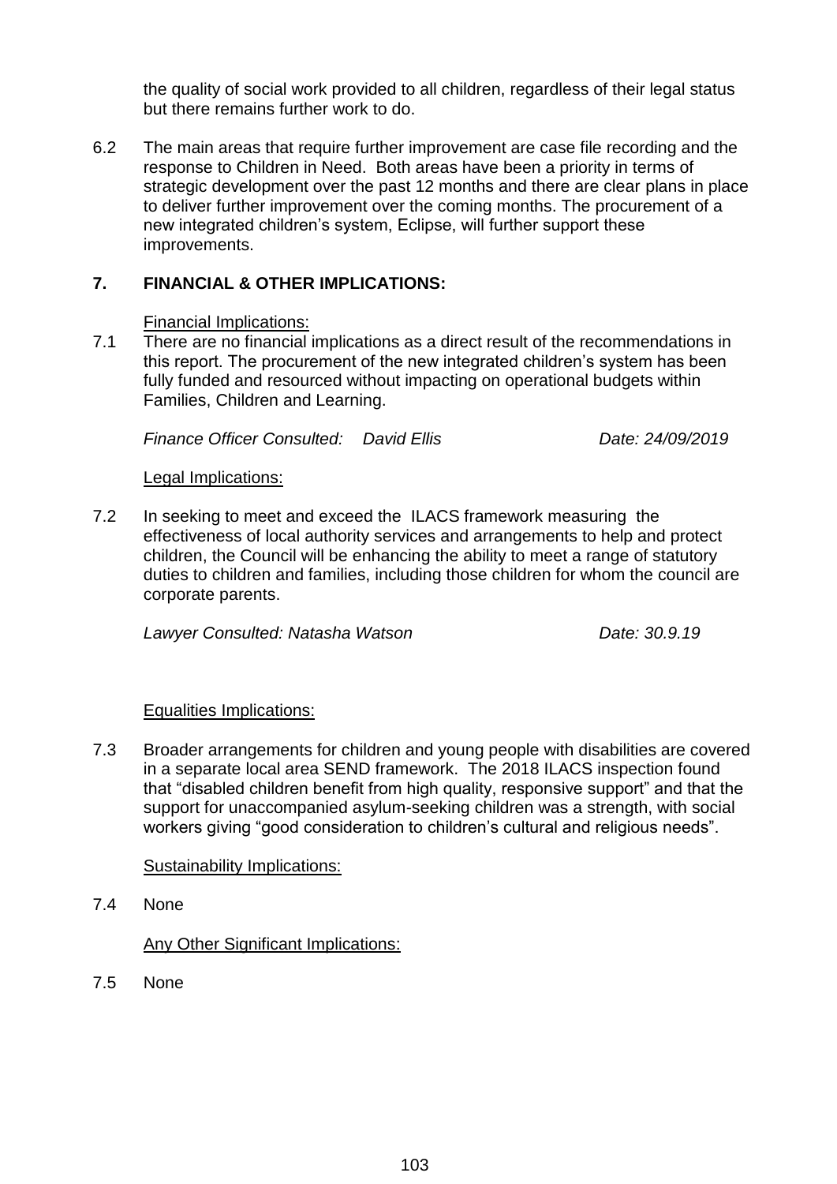the quality of social work provided to all children, regardless of their legal status but there remains further work to do.

6.2 The main areas that require further improvement are case file recording and the response to Children in Need. Both areas have been a priority in terms of strategic development over the past 12 months and there are clear plans in place to deliver further improvement over the coming months. The procurement of a new integrated children's system, Eclipse, will further support these improvements.

## 7. FINANCIAL & OTHER IMPLICATIONS:

Financial Implications:

7.1 There are no financial implications as a direct result of the recommendations in this report. The procurement of the new integrated children's system has been fully funded and resourced without impacting on operational budgets within Families, Children and Learning.

*Finance Officer Consulted: David Ellis Date: 24/09/2019*

Legal Implications:

7.2 In seeking to meet and exceed the ILACS framework measuring the effectiveness of local authority services and arrangements to help and protect children, the Council will be enhancing the ability to meet a range of statutory duties to children and families, including those children for whom the council are corporate parents.

*Lawyer Consulted: Natasha Watson Date: 30.9.19*

Equalities Implications:

7.3 Broader arrangements for children and young people with disabilities are covered in a separate local area SEND framework. The 2018 ILACS inspection found that "disabled children benefit from high quality, responsive support" and that the support for unaccompanied asylum-seeking children was a strength, with social workers giving "good consideration to children's cultural and religious needs".

Sustainability Implications:

7.4 None

Any Other Significant Implications:

7.5 None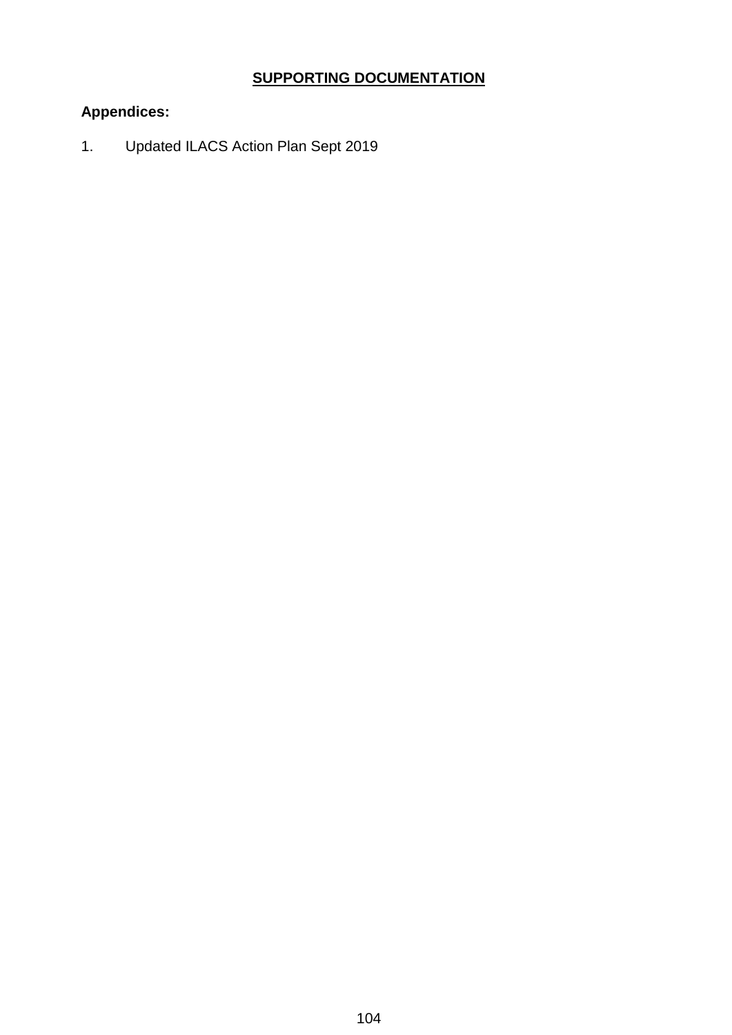## SUPPORTING DOCUMENTATION

**Appendices:**

1. Updated ILACS Action Plan Sept 2019